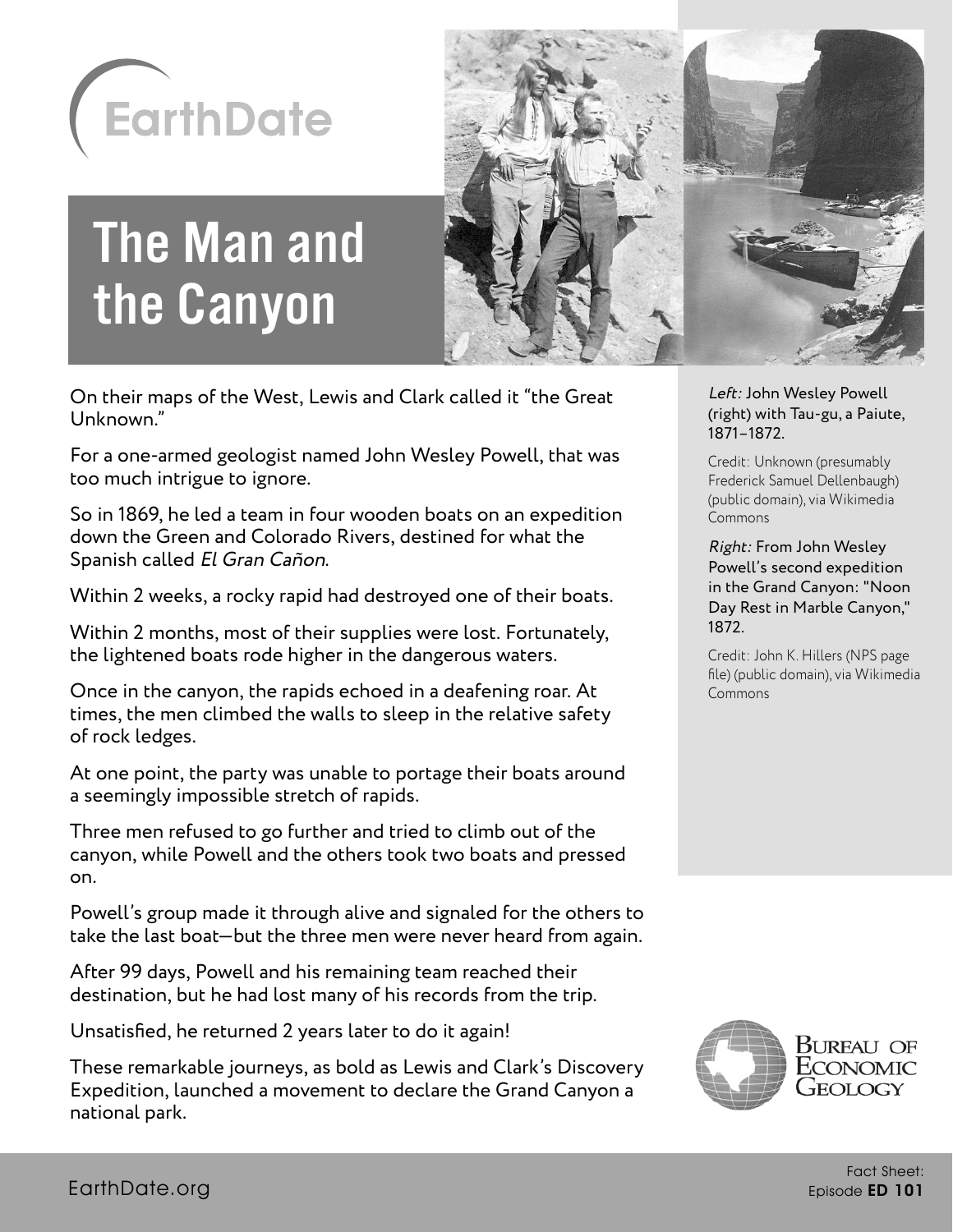EarthDate

# The Man and the Canyon

On their maps of the West, Lewis and Clark called it "the Great Unknown."

For a one-armed geologist named John Wesley Powell, that was too much intrigue to ignore.

So in 1869, he led a team in four wooden boats on an expedition down the Green and Colorado Rivers, destined for what the Spanish called *El Gran Cañon*.

Within 2 weeks, a rocky rapid had destroyed one of their boats.

Within 2 months, most of their supplies were lost. Fortunately, the lightened boats rode higher in the dangerous waters.

Once in the canyon, the rapids echoed in a deafening roar. At times, the men climbed the walls to sleep in the relative safety of rock ledges.

At one point, the party was unable to portage their boats around a seemingly impossible stretch of rapids.

Three men refused to go further and tried to climb out of the canyon, while Powell and the others took two boats and pressed on.

Powell's group made it through alive and signaled for the others to take the last boat—but the three men were never heard from again.

After 99 days, Powell and his remaining team reached their destination, but he had lost many of his records from the trip.

Unsatisfied, he returned 2 years later to do it again!

These remarkable journeys, as bold as Lewis and Clark's Discovery Expedition, launched a movement to declare the Grand Canyon a national park.

*Left:* John Wesley Powell (right) with Tau-gu, a Paiute, 1871–1872.

Credit: Unknown (presumably Frederick Samuel Dellenbaugh) (public domain), via Wikimedia Commons

*Right:* From John Wesley Powell's second expedition in the Grand Canyon: "Noon Day Rest in Marble Canyon," 1872.

Credit: John K. Hillers (NPS page file) (public domain), via Wikimedia Commons

Bureau of Economic Geology

EarthDate.org

Fact Sheet: Episode **ED 101**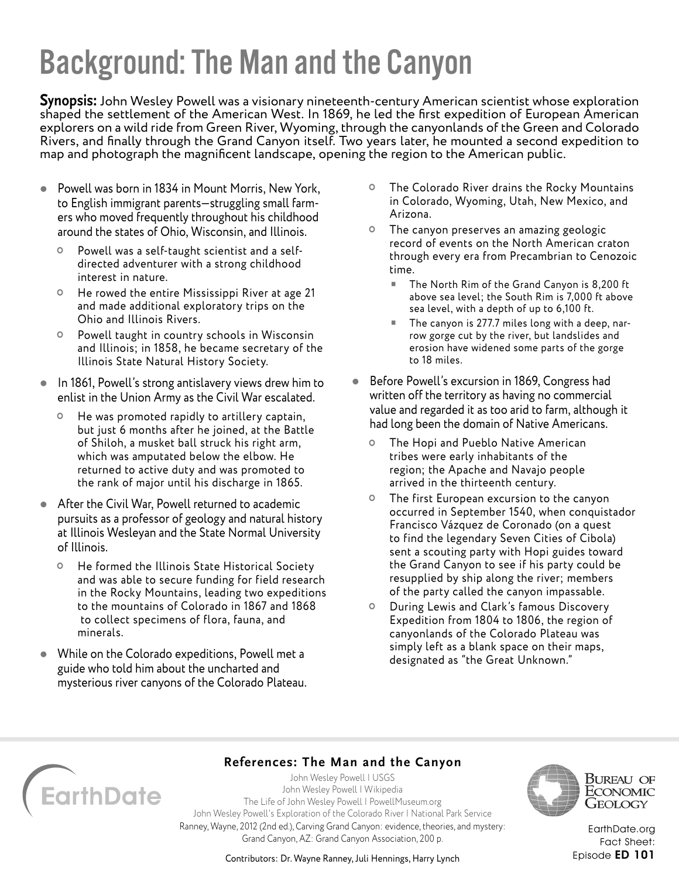# Background: The Man and the Canyon

**Synopsis:** John Wesley Powell was a visionary nineteenth-century American scientist whose exploration shaped the settlement of the American West. In 1869, he led the first expedition of European American explorers on a wild ride from Green River, Wyoming, through the canyonlands of the Green and Colorado Rivers, and finally through the Grand Canyon itself. Two years later, he mounted a second expedition to map and photograph the magnificent landscape, opening the region to the American public.

- Powell was born in 1834 in Mount Morris, New York, to English immigrant parents—struggling small farmers who moved frequently throughout his childhood around the states of Ohio, Wisconsin, and Illinois.
  - Powell was a self-taught scientist and a self-directed adventurer with a strong childhood interest in nature.
  - He rowed the entire Mississippi River at age 21 and made additional exploratory trips on the Ohio and Illinois Rivers.
  - Powell taught in country schools in Wisconsin and Illinois; in 1858, he became secretary of the Illinois State Natural History Society.
- In 1861, Powell's strong antislavery views drew him to enlist in the Union Army as the Civil War escalated.
  - He was promoted rapidly to artillery captain, but just 6 months after he joined, at the Battle of Shiloh, a musket ball struck his right arm, which was amputated below the elbow. He returned to active duty and was promoted to the rank of major until his discharge in 1865.
- After the Civil War, Powell returned to academic pursuits as a professor of geology and natural history at Illinois Wesleyan and the State Normal University of Illinois.
  - He formed the Illinois State Historical Society and was able to secure funding for field research in the Rocky Mountains, leading two expeditions to the mountains of Colorado in 1867 and 1868 to collect specimens of flora, fauna, and minerals.
- While on the Colorado expeditions, Powell met a guide who told him about the uncharted and mysterious river canyons of the Colorado Plateau.
  - The Colorado River drains the Rocky Mountains in Colorado, Wyoming, Utah, New Mexico, and Arizona.
  - The canyon preserves an amazing geologic record of events on the North American craton through every era from Precambrian to Cenozoic time.
    - The North Rim of the Grand Canyon is 8,200 ft above sea level; the South Rim is 7,000 ft above sea level, with a depth of up to 6,100 ft.
    - The canyon is 277.7 miles long with a deep, narrow gorge cut by the river, but landslides and erosion have widened some parts of the gorge to 18 miles.
- Before Powell's excursion in 1869, Congress had written off the territory as having no commercial value and regarded it as too arid to farm, although it had long been the domain of Native Americans.
  - The Hopi and Pueblo Native American tribes were early inhabitants of the region; the Apache and Navajo people arrived in the thirteenth century.
  - The first European excursion to the canyon occurred in September 1540, when conquistador Francisco Vázquez de Coronado (on a quest to find the legendary Seven Cities of Cibola) sent a scouting party with Hopi guides toward the Grand Canyon to see if his party could be resupplied by ship along the river; members of the party called the canyon impassable.
  - During Lewis and Clark's famous Discovery Expedition from 1804 to 1806, the region of canyonlands of the Colorado Plateau was simply left as a blank space on their maps, designated as "the Great Unknown."

### References: The Man and the Canyon

John Wesley Powell | USGS
John Wesley Powell | Wikipedia
The Life of John Wesley Powell | PowellMuseum.org
John Wesley Powell's Exploration of the Colorado River | National Park Service
Ranney, Wayne, 2012 (2nd ed.), Carving Grand Canyon: evidence, theories, and mystery: Grand Canyon, AZ: Grand Canyon Association, 200 p.

Contributors: Dr. Wayne Ranney, Juli Hennings, Harry Lynch

EarthDate.org Fact Sheet: Episode **ED 101**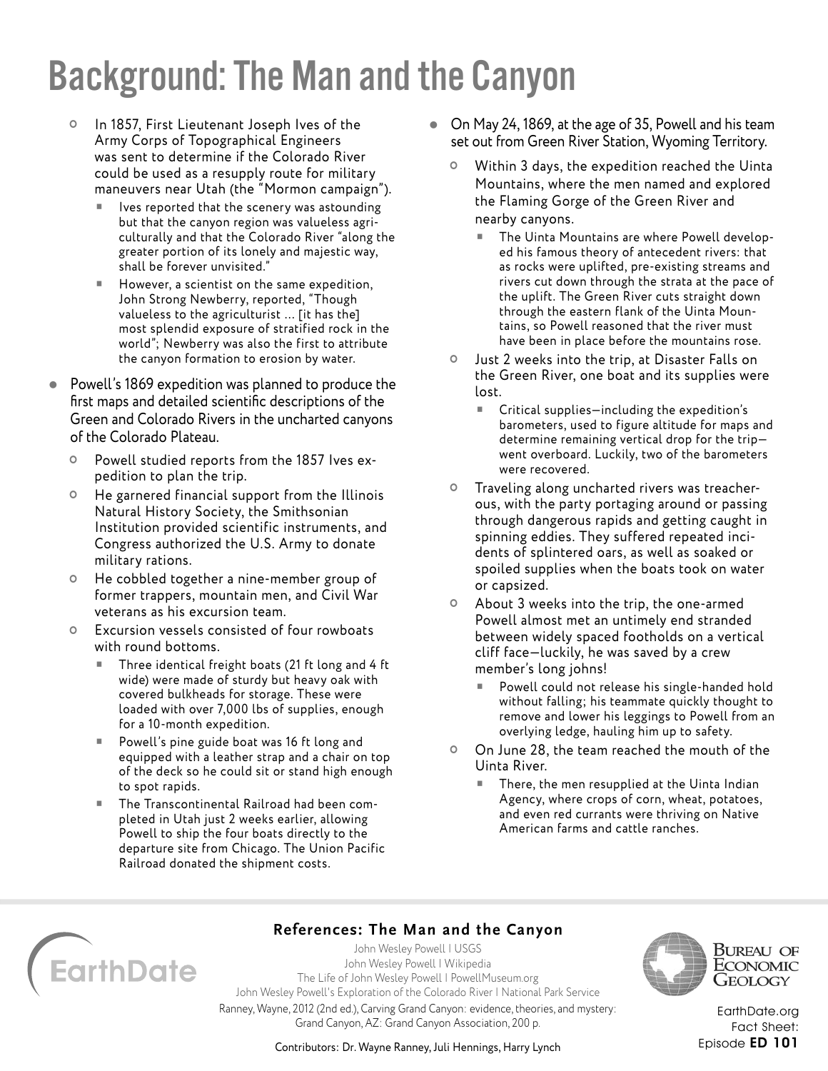# Background: The Man and the Canyon

- In 1857, First Lieutenant Joseph Ives of the Army Corps of Topographical Engineers was sent to determine if the Colorado River could be used as a resupply route for military maneuvers near Utah (the "Mormon campaign").
  - Ives reported that the scenery was astounding but that the canyon region was valueless agriculturally and that the Colorado River "along the greater portion of its lonely and majestic way, shall be forever unvisited."
  - However, a scientist on the same expedition, John Strong Newberry, reported, "Though valueless to the agriculturist ... [it has the] most splendid exposure of stratified rock in the world"; Newberry was also the first to attribute the canyon formation to erosion by water.

- Powell's 1869 expedition was planned to produce the first maps and detailed scientific descriptions of the Green and Colorado Rivers in the uncharted canyons of the Colorado Plateau.
  - Powell studied reports from the 1857 Ives expedition to plan the trip.
  - He garnered financial support from the Illinois Natural History Society, the Smithsonian Institution provided scientific instruments, and Congress authorized the U.S. Army to donate military rations.
  - He cobbled together a nine-member group of former trappers, mountain men, and Civil War veterans as his excursion team.
  - Excursion vessels consisted of four rowboats with round bottoms.
    - Three identical freight boats (21 ft long and 4 ft wide) were made of sturdy but heavy oak with covered bulkheads for storage. These were loaded with over 7,000 lbs of supplies, enough for a 10-month expedition.
    - Powell's pine guide boat was 16 ft long and equipped with a leather strap and a chair on top of the deck so he could sit or stand high enough to spot rapids.
    - The Transcontinental Railroad had been completed in Utah just 2 weeks earlier, allowing Powell to ship the four boats directly to the departure site from Chicago. The Union Pacific Railroad donated the shipment costs.

- On May 24, 1869, at the age of 35, Powell and his team set out from Green River Station, Wyoming Territory.
  - Within 3 days, the expedition reached the Uinta Mountains, where the men named and explored the Flaming Gorge of the Green River and nearby canyons.
    - The Uinta Mountains are where Powell developed his famous theory of antecedent rivers: that as rocks were uplifted, pre-existing streams and rivers cut down through the strata at the pace of the uplift. The Green River cuts straight down through the eastern flank of the Uinta Mountains, so Powell reasoned that the river must have been in place before the mountains rose.
  - Just 2 weeks into the trip, at Disaster Falls on the Green River, one boat and its supplies were lost.
    - Critical supplies—including the expedition's barometers, used to figure altitude for maps and determine remaining vertical drop for the trip—went overboard. Luckily, two of the barometers were recovered.
  - Traveling along uncharted rivers was treacherous, with the party portaging around or passing through dangerous rapids and getting caught in spinning eddies. They suffered repeated incidents of splintered oars, as well as soaked or spoiled supplies when the boats took on water or capsized.
  - About 3 weeks into the trip, the one-armed Powell almost met an untimely end stranded between widely spaced footholds on a vertical cliff face—luckily, he was saved by a crew member's long johns!
    - Powell could not release his single-handed hold without falling; his teammate quickly thought to remove and lower his leggings to Powell from an overlying ledge, hauling him up to safety.
  - On June 28, the team reached the mouth of the Uinta River.
    - There, the men resupplied at the Uinta Indian Agency, where crops of corn, wheat, potatoes, and even red currants were thriving on Native American farms and cattle ranches.

## References: The Man and the Canyon

John Wesley Powell | USGS

John Wesley Powell | Wikipedia

The Life of John Wesley Powell | PowellMuseum.org

John Wesley Powell's Exploration of the Colorado River | National Park Service

Ranney, Wayne, 2012 (2nd ed.), Carving Grand Canyon: evidence, theories, and mystery: Grand Canyon, AZ: Grand Canyon Association, 200 p.

Contributors: Dr. Wayne Ranney, Juli Hennings, Harry Lynch

EarthDate.org Fact Sheet: Episode **ED 101**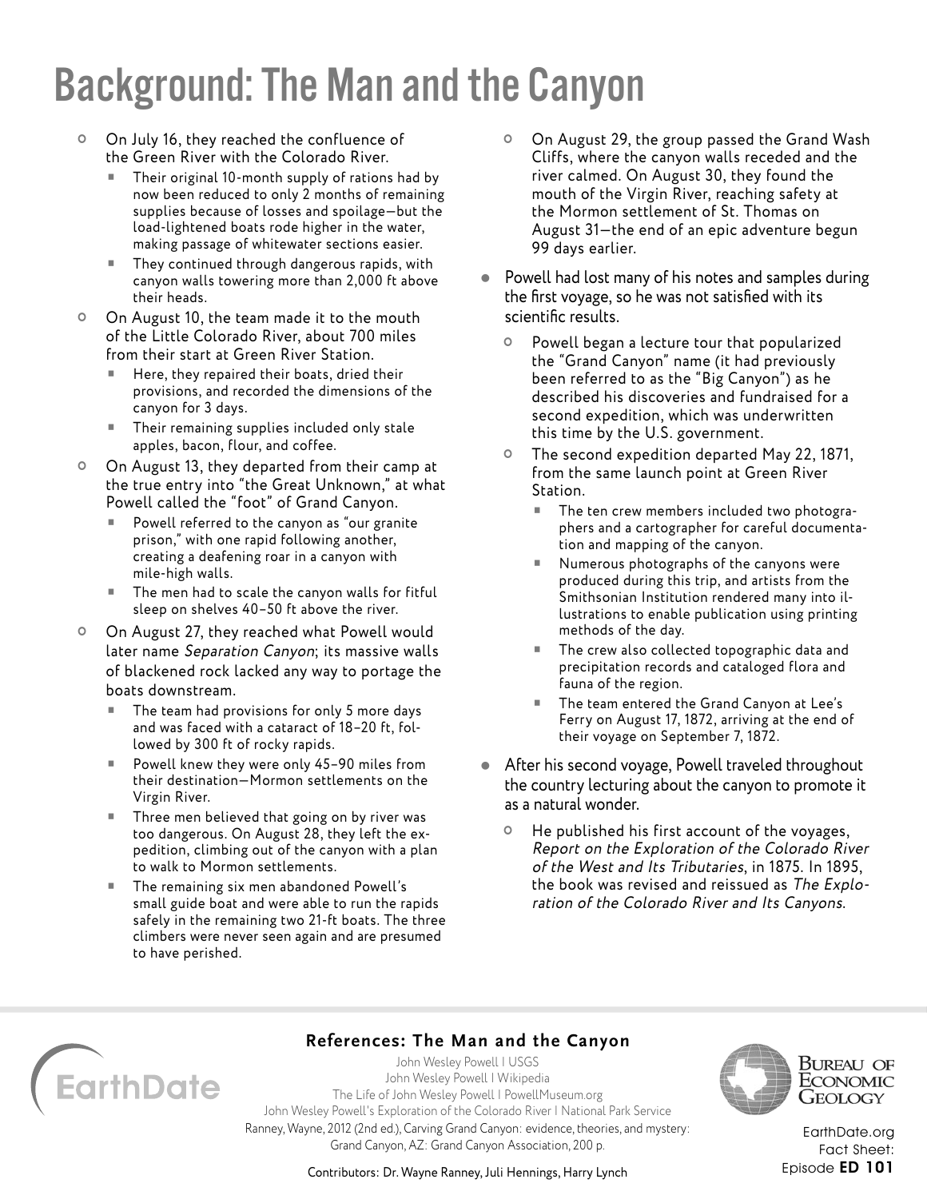# Background: The Man and the Canyon

- On July 16, they reached the confluence of the Green River with the Colorado River.
  - Their original 10-month supply of rations had by now been reduced to only 2 months of remaining supplies because of losses and spoilage—but the load-lightened boats rode higher in the water, making passage of whitewater sections easier.
  - They continued through dangerous rapids, with canyon walls towering more than 2,000 ft above their heads.
- On August 10, the team made it to the mouth of the Little Colorado River, about 700 miles from their start at Green River Station.
  - Here, they repaired their boats, dried their provisions, and recorded the dimensions of the canyon for 3 days.
  - Their remaining supplies included only stale apples, bacon, flour, and coffee.
- On August 13, they departed from their camp at the true entry into "the Great Unknown," at what Powell called the "foot" of Grand Canyon.
  - Powell referred to the canyon as "our granite prison," with one rapid following another, creating a deafening roar in a canyon with mile-high walls.
  - The men had to scale the canyon walls for fitful sleep on shelves 40–50 ft above the river.
- On August 27, they reached what Powell would later name *Separation Canyon*; its massive walls of blackened rock lacked any way to portage the boats downstream.
  - The team had provisions for only 5 more days and was faced with a cataract of 18–20 ft, followed by 300 ft of rocky rapids.
  - Powell knew they were only 45–90 miles from their destination—Mormon settlements on the Virgin River.
  - Three men believed that going on by river was too dangerous. On August 28, they left the expedition, climbing out of the canyon with a plan to walk to Mormon settlements.
  - The remaining six men abandoned Powell's small guide boat and were able to run the rapids safely in the remaining two 21-ft boats. The three climbers were never seen again and are presumed to have perished.
- On August 29, the group passed the Grand Wash Cliffs, where the canyon walls receded and the river calmed. On August 30, they found the mouth of the Virgin River, reaching safety at the Mormon settlement of St. Thomas on August 31—the end of an epic adventure begun 99 days earlier.

- Powell had lost many of his notes and samples during the first voyage, so he was not satisfied with its scientific results.
  - Powell began a lecture tour that popularized the "Grand Canyon" name (it had previously been referred to as the "Big Canyon") as he described his discoveries and fundraised for a second expedition, which was underwritten this time by the U.S. government.
  - The second expedition departed May 22, 1871, from the same launch point at Green River Station.
    - The ten crew members included two photographers and a cartographer for careful documentation and mapping of the canyon.
    - Numerous photographs of the canyons were produced during this trip, and artists from the Smithsonian Institution rendered many into illustrations to enable publication using printing methods of the day.
    - The crew also collected topographic data and precipitation records and cataloged flora and fauna of the region.
    - The team entered the Grand Canyon at Lee's Ferry on August 17, 1872, arriving at the end of their voyage on September 7, 1872.
- After his second voyage, Powell traveled throughout the country lecturing about the canyon to promote it as a natural wonder.
  - He published his first account of the voyages, *Report on the Exploration of the Colorado River of the West and Its Tributaries*, in 1875. In 1895, the book was revised and reissued as *The Exploration of the Colorado River and Its Canyons*.

## References: The Man and the Canyon

John Wesley Powell | USGS
John Wesley Powell | Wikipedia
The Life of John Wesley Powell | PowellMuseum.org
John Wesley Powell's Exploration of the Colorado River | National Park Service
Ranney, Wayne, 2012 (2nd ed.), Carving Grand Canyon: evidence, theories, and mystery: Grand Canyon, AZ: Grand Canyon Association, 200 p.

Contributors: Dr. Wayne Ranney, Juli Hennings, Harry Lynch

EarthDate

Bureau of Economic Geology

EarthDate.org Fact Sheet: Episode **ED 101**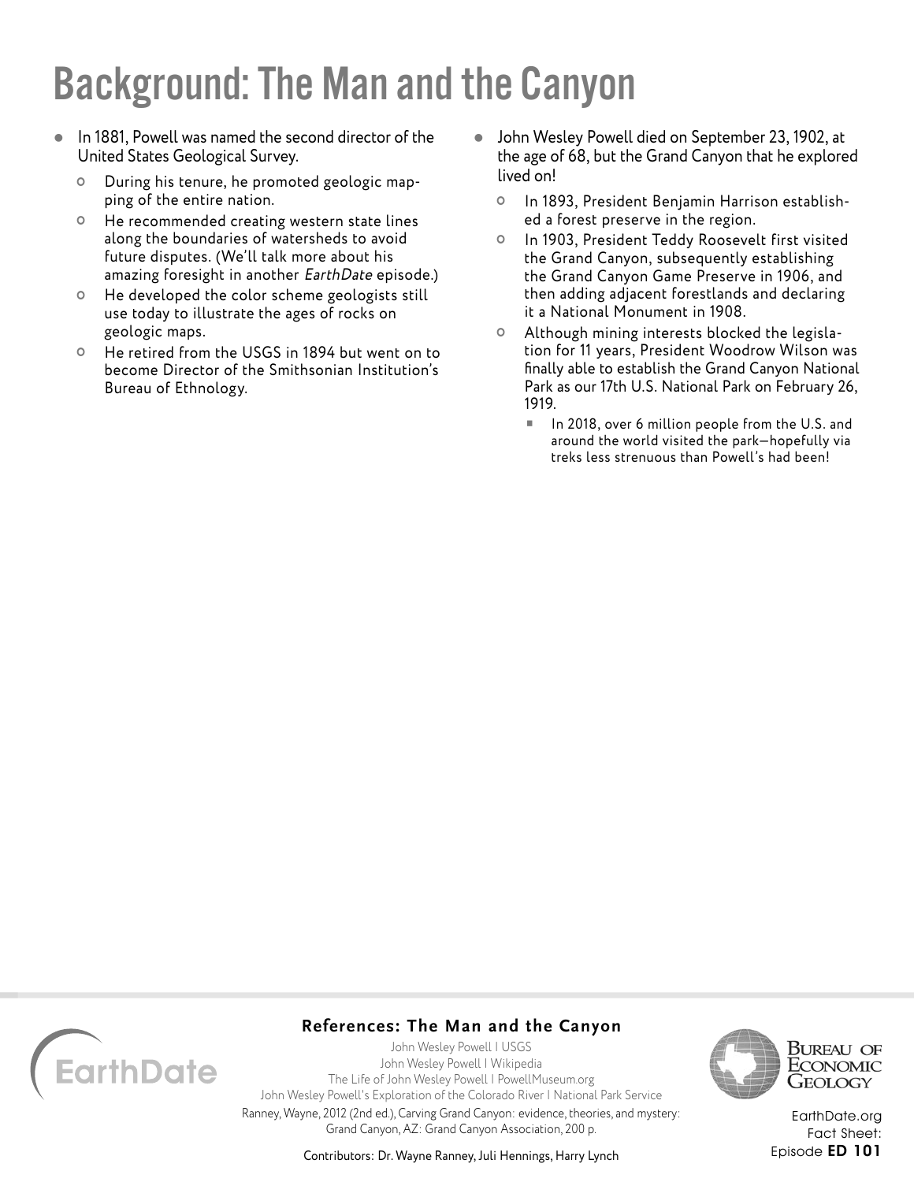# Background: The Man and the Canyon

- In 1881, Powell was named the second director of the United States Geological Survey.
  - During his tenure, he promoted geologic mapping of the entire nation.
  - He recommended creating western state lines along the boundaries of watersheds to avoid future disputes. (We'll talk more about his amazing foresight in another *EarthDate* episode.)
  - He developed the color scheme geologists still use today to illustrate the ages of rocks on geologic maps.
  - He retired from the USGS in 1894 but went on to become Director of the Smithsonian Institution's Bureau of Ethnology.
- John Wesley Powell died on September 23, 1902, at the age of 68, but the Grand Canyon that he explored lived on!
  - In 1893, President Benjamin Harrison established a forest preserve in the region.
  - In 1903, President Teddy Roosevelt first visited the Grand Canyon, subsequently establishing the Grand Canyon Game Preserve in 1906, and then adding adjacent forestlands and declaring it a National Monument in 1908.
  - Although mining interests blocked the legislation for 11 years, President Woodrow Wilson was finally able to establish the Grand Canyon National Park as our 17th U.S. National Park on February 26, 1919.
    - In 2018, over 6 million people from the U.S. and around the world visited the park—hopefully via treks less strenuous than Powell's had been!

**References: The Man and the Canyon**

John Wesley Powell | USGS
John Wesley Powell | Wikipedia
The Life of John Wesley Powell | PowellMuseum.org
John Wesley Powell's Exploration of the Colorado River | National Park Service
Ranney, Wayne, 2012 (2nd ed.), Carving Grand Canyon: evidence, theories, and mystery: Grand Canyon, AZ: Grand Canyon Association, 200 p.

Contributors: Dr. Wayne Ranney, Juli Hennings, Harry Lynch

EarthDate.org
Fact Sheet:
Episode **ED 101**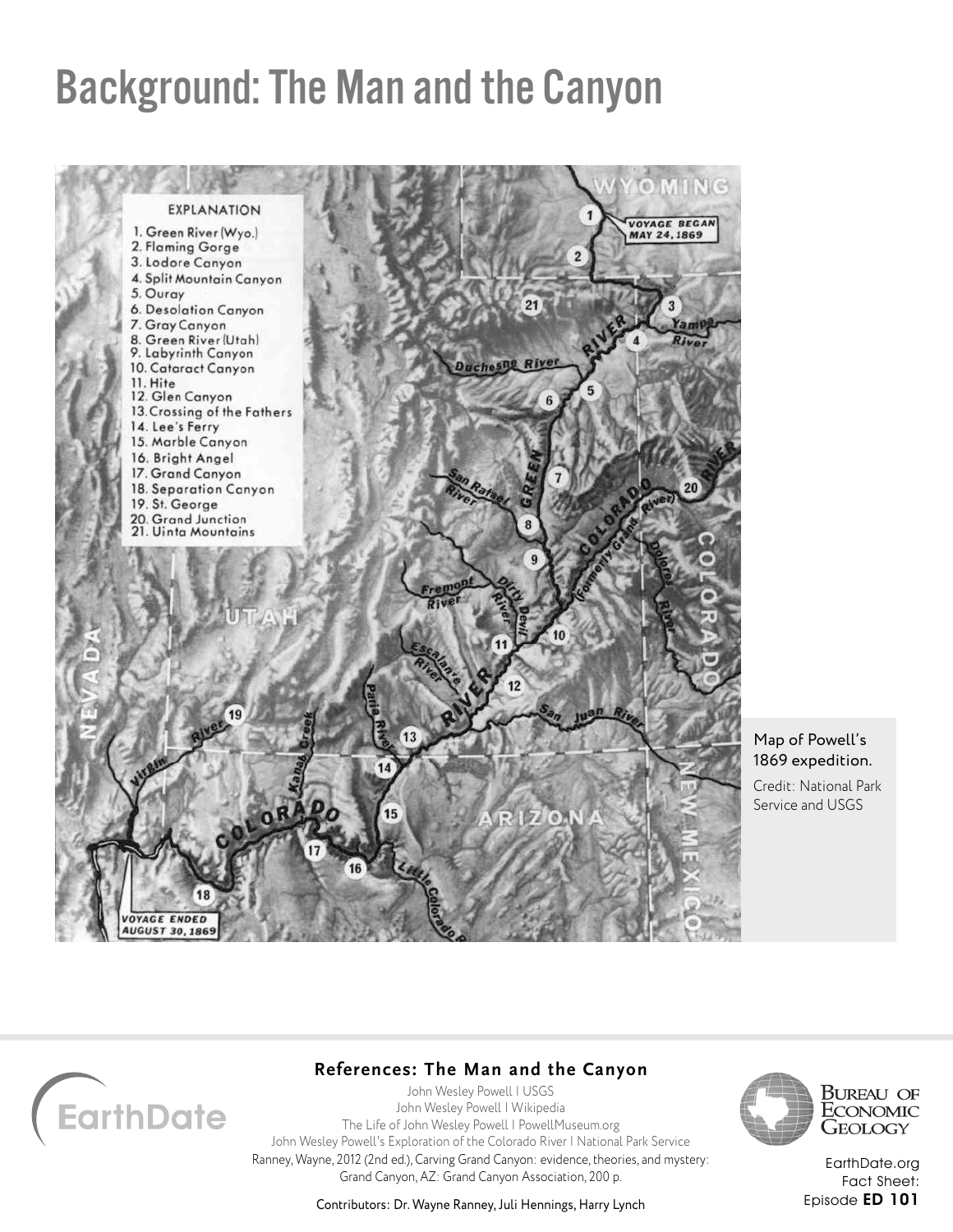# Background: The Man and the Canyon

EXPLANATION

1. Green River (Wyo.)
2. Flaming Gorge
3. Lodore Canyon
4. Split Mountain Canyon
5. Ouray
6. Desolation Canyon
7. Gray Canyon
8. Green River (Utah)
9. Labyrinth Canyon
10. Cataract Canyon
11. Hite
12. Glen Canyon
13. Crossing of the Fathers
14. Lee's Ferry
15. Marble Canyon
16. Bright Angel
17. Grand Canyon
18. Separation Canyon
19. St. George
20. Grand Junction
21. Uinta Mountains

VOYAGE BEGAN MAY 24, 1869

VOYAGE ENDED AUGUST 30, 1869

Map of Powell's 1869 expedition.

Credit: National Park Service and USGS

## References: The Man and the Canyon

John Wesley Powell | USGS

John Wesley Powell | Wikipedia

The Life of John Wesley Powell | PowellMuseum.org

John Wesley Powell's Exploration of the Colorado River | National Park Service

Ranney, Wayne, 2012 (2nd ed.), Carving Grand Canyon: evidence, theories, and mystery: Grand Canyon, AZ: Grand Canyon Association, 200 p.

Contributors: Dr. Wayne Ranney, Juli Hennings, Harry Lynch

EarthDate.org Fact Sheet: Episode **ED 101**